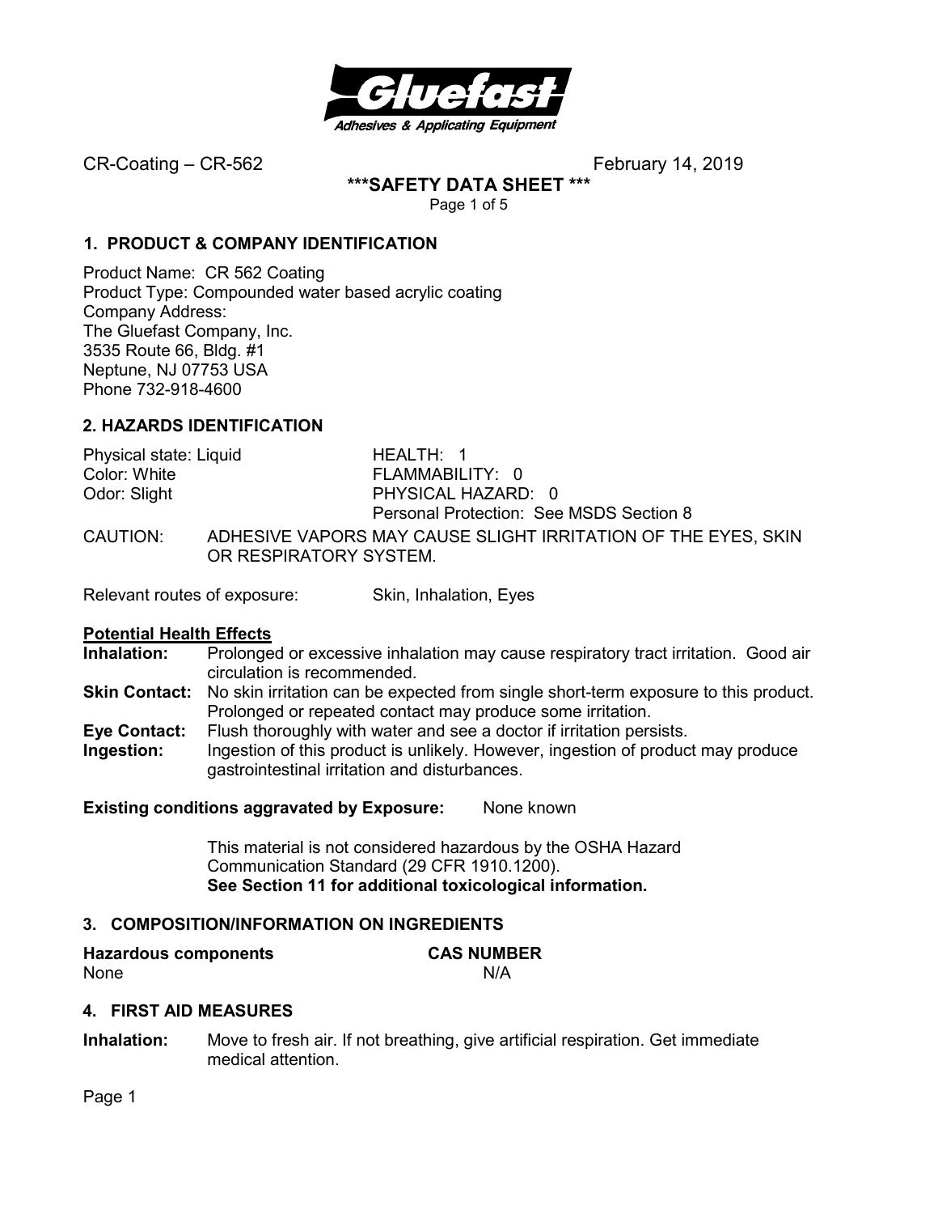CR-Coating – CR-562 February 14, 2019

# ***SAFETY DATA SHEET ***

## 1. PRODUCT & COMPANY IDENTIFICATION

Product Name: CR 562 Coating
Product Type: Compounded water based acrylic coating
Company Address:
The Gluefast Company, Inc.
3535 Route 66, Bldg. #1
Neptune, NJ 07753 USA
Phone 732-918-4600

## 2. HAZARDS IDENTIFICATION

| | |
|---|---|
| Physical state: Liquid | HEALTH: 1 |
| Color: White | FLAMMABILITY: 0 |
| Odor: Slight | PHYSICAL HAZARD: 0 |
| | Personal Protection: See MSDS Section 8 |

CAUTION: ADHESIVE VAPORS MAY CAUSE SLIGHT IRRITATION OF THE EYES, SKIN OR RESPIRATORY SYSTEM.

Relevant routes of exposure: Skin, Inhalation, Eyes

**Potential Health Effects**

**Inhalation:** Prolonged or excessive inhalation may cause respiratory tract irritation. Good air circulation is recommended.

**Skin Contact:** No skin irritation can be expected from single short-term exposure to this product. Prolonged or repeated contact may produce some irritation.

**Eye Contact:** Flush thoroughly with water and see a doctor if irritation persists.

**Ingestion:** Ingestion of this product is unlikely. However, ingestion of product may produce gastrointestinal irritation and disturbances.

**Existing conditions aggravated by Exposure:** None known

This material is not considered hazardous by the OSHA Hazard Communication Standard (29 CFR 1910.1200).
**See Section 11 for additional toxicological information.**

## 3. COMPOSITION/INFORMATION ON INGREDIENTS

| Hazardous components | CAS NUMBER |
|---|---|
| None | N/A |

## 4. FIRST AID MEASURES

**Inhalation:** Move to fresh air. If not breathing, give artificial respiration. Get immediate medical attention.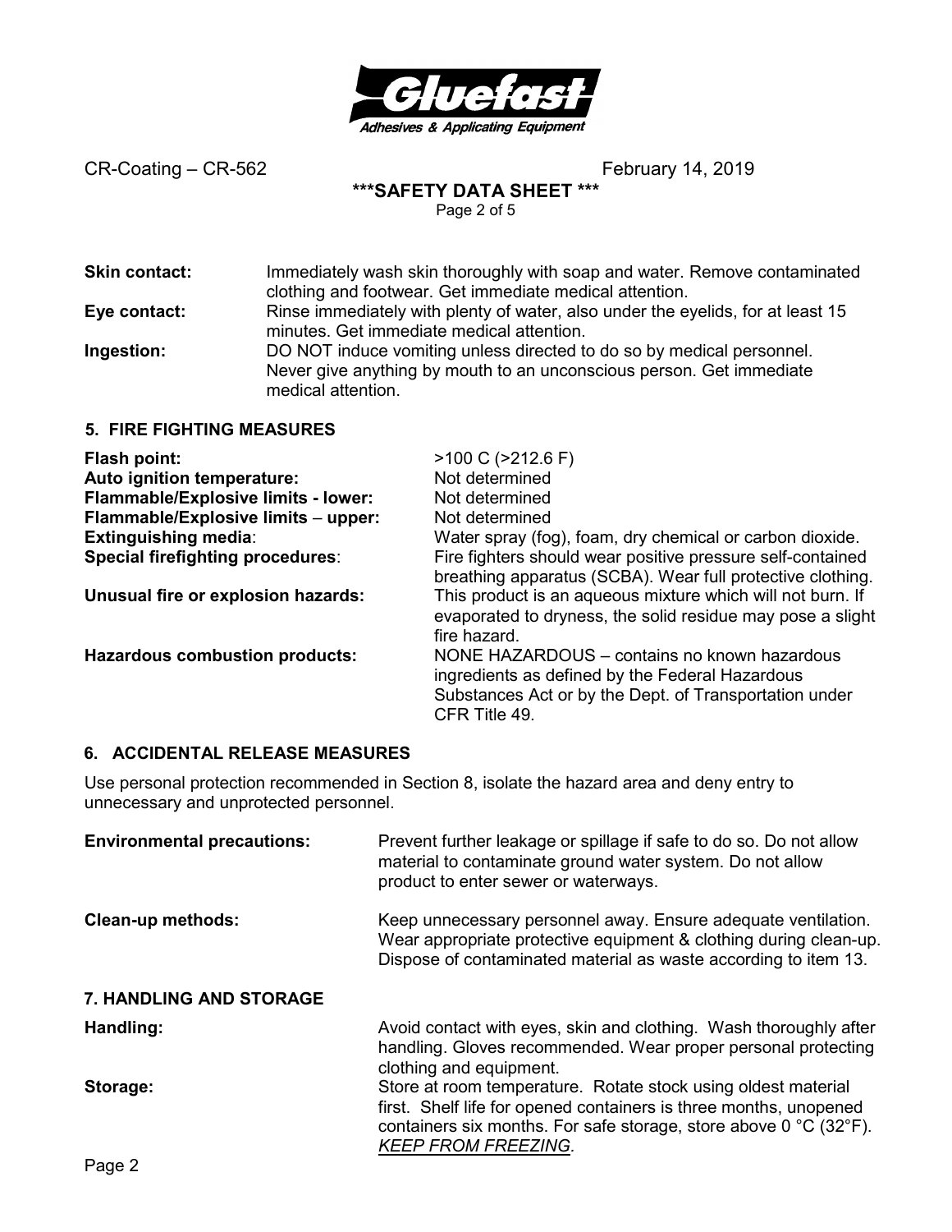**Skin contact:** Immediately wash skin thoroughly with soap and water. Remove contaminated clothing and footwear. Get immediate medical attention.

**Eye contact:** Rinse immediately with plenty of water, also under the eyelids, for at least 15 minutes. Get immediate medical attention.

**Ingestion:** DO NOT induce vomiting unless directed to do so by medical personnel. Never give anything by mouth to an unconscious person. Get immediate medical attention.

## 5. FIRE FIGHTING MEASURES

| | |
|---|---|
| **Flash point:** | >100 C (>212.6 F) |
| **Auto ignition temperature:** | Not determined |
| **Flammable/Explosive limits - lower:** | Not determined |
| **Flammable/Explosive limits – upper:** | Not determined |
| **Extinguishing media**: | Water spray (fog), foam, dry chemical or carbon dioxide. |
| **Special firefighting procedures**: | Fire fighters should wear positive pressure self-contained breathing apparatus (SCBA). Wear full protective clothing. |
| **Unusual fire or explosion hazards:** | This product is an aqueous mixture which will not burn. If evaporated to dryness, the solid residue may pose a slight fire hazard. |
| **Hazardous combustion products:** | NONE HAZARDOUS – contains no known hazardous ingredients as defined by the Federal Hazardous Substances Act or by the Dept. of Transportation under CFR Title 49. |

## 6. ACCIDENTAL RELEASE MEASURES

Use personal protection recommended in Section 8, isolate the hazard area and deny entry to unnecessary and unprotected personnel.

**Environmental precautions:** Prevent further leakage or spillage if safe to do so. Do not allow material to contaminate ground water system. Do not allow product to enter sewer or waterways.

**Clean-up methods:** Keep unnecessary personnel away. Ensure adequate ventilation. Wear appropriate protective equipment & clothing during clean-up. Dispose of contaminated material as waste according to item 13.

## 7. HANDLING AND STORAGE

**Handling:** Avoid contact with eyes, skin and clothing. Wash thoroughly after handling. Gloves recommended. Wear proper personal protecting clothing and equipment.

**Storage:** Store at room temperature. Rotate stock using oldest material first. Shelf life for opened containers is three months, unopened containers six months. For safe storage, store above 0 °C (32°F). *KEEP FROM FREEZING*.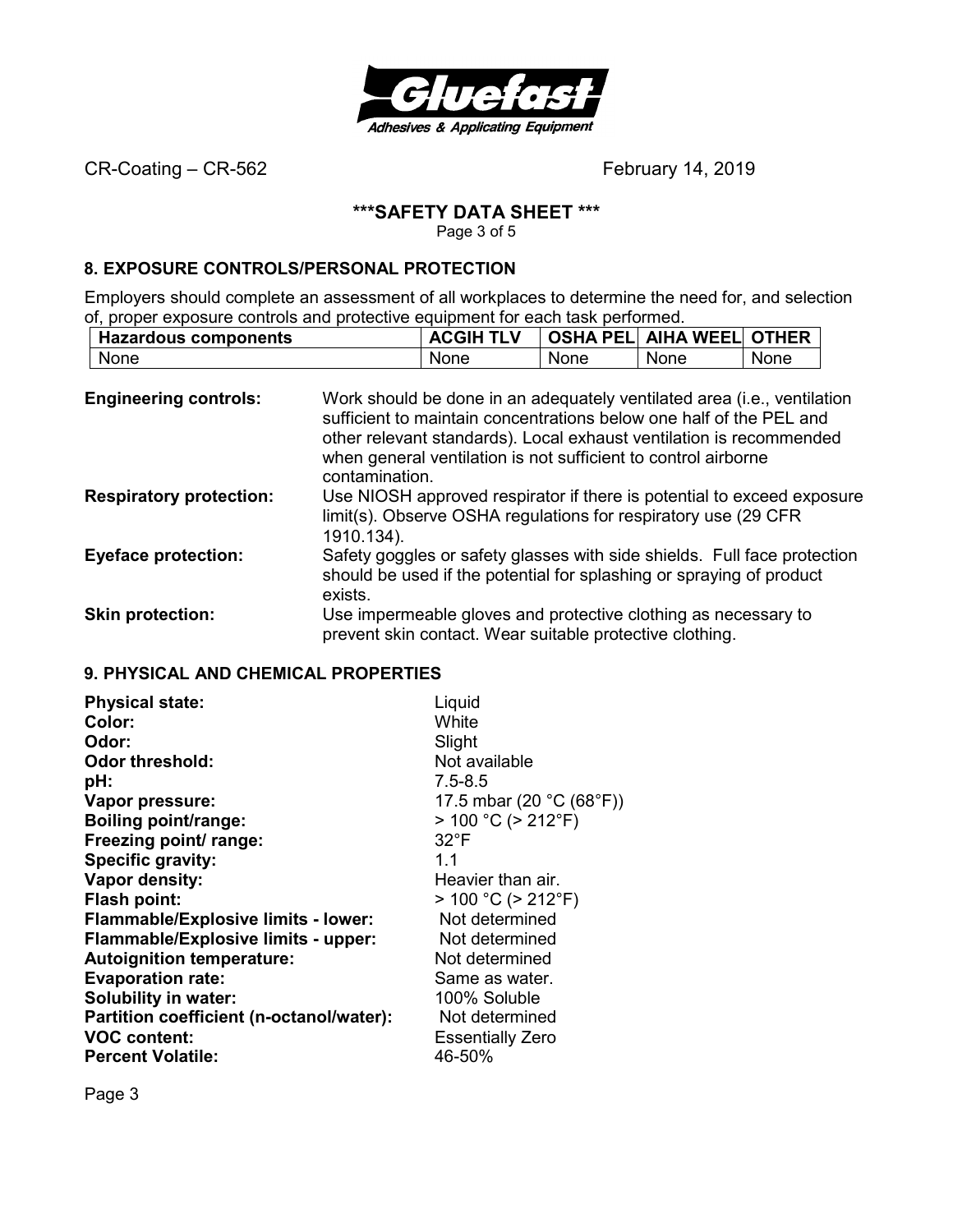## 8. EXPOSURE CONTROLS/PERSONAL PROTECTION

Employers should complete an assessment of all workplaces to determine the need for, and selection of, proper exposure controls and protective equipment for each task performed.

| Hazardous components | ACGIH TLV | OSHA PEL | AIHA WEEL | OTHER |
|---|---|---|---|---|
| None | None | None | None | None |

**Engineering controls:** Work should be done in an adequately ventilated area (i.e., ventilation sufficient to maintain concentrations below one half of the PEL and other relevant standards). Local exhaust ventilation is recommended when general ventilation is not sufficient to control airborne contamination.

**Respiratory protection:** Use NIOSH approved respirator if there is potential to exceed exposure limit(s). Observe OSHA regulations for respiratory use (29 CFR 1910.134).

**Eyeface protection:** Safety goggles or safety glasses with side shields. Full face protection should be used if the potential for splashing or spraying of product exists.

**Skin protection:** Use impermeable gloves and protective clothing as necessary to prevent skin contact. Wear suitable protective clothing.

## 9. PHYSICAL AND CHEMICAL PROPERTIES

**Physical state:** Liquid
**Color:** White
**Odor:** Slight
**Odor threshold:** Not available
**pH:** 7.5-8.5
**Vapor pressure:** 17.5 mbar (20 °C (68°F))
**Boiling point/range:** > 100 °C (> 212°F)
**Freezing point/ range:** 32°F
**Specific gravity:** 1.1
**Vapor density:** Heavier than air.
**Flash point:** > 100 °C (> 212°F)
**Flammable/Explosive limits - lower:** Not determined
**Flammable/Explosive limits - upper:** Not determined
**Autoignition temperature:** Not determined
**Evaporation rate:** Same as water.
**Solubility in water:** 100% Soluble
**Partition coefficient (n-octanol/water):** Not determined
**VOC content:** Essentially Zero
**Percent Volatile:** 46-50%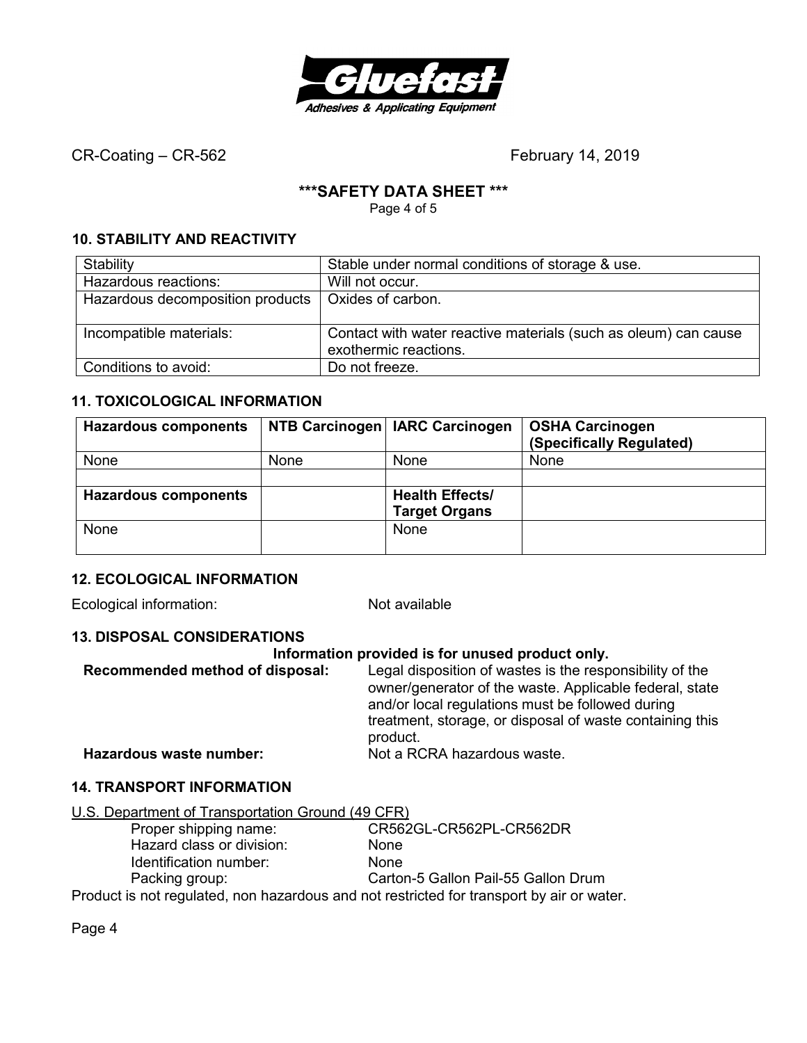CR-Coating – CR-562 February 14, 2019

**\*\*\*SAFETY DATA SHEET \*\*\***

## 10. STABILITY AND REACTIVITY

| Stability | Stable under normal conditions of storage & use. |
|---|---|
| Hazardous reactions: | Will not occur. |
| Hazardous decomposition products | Oxides of carbon. |
| Incompatible materials: | Contact with water reactive materials (such as oleum) can cause exothermic reactions. |
| Conditions to avoid: | Do not freeze. |

## 11. TOXICOLOGICAL INFORMATION

| **Hazardous components** | **NTB Carcinogen** | **IARC Carcinogen** | **OSHA Carcinogen (Specifically Regulated)** |
|---|---|---|---|
| None | None | None | None |
| | | | |
| **Hazardous components** | | **Health Effects/ Target Organs** | |
| None | | None | |

## 12. ECOLOGICAL INFORMATION

Ecological information: Not available

## 13. DISPOSAL CONSIDERATIONS

**Information provided is for unused product only.**

**Recommended method of disposal:** Legal disposition of wastes is the responsibility of the owner/generator of the waste. Applicable federal, state and/or local regulations must be followed during treatment, storage, or disposal of waste containing this product.

**Hazardous waste number:** Not a RCRA hazardous waste.

## 14. TRANSPORT INFORMATION

U.S. Department of Transportation Ground (49 CFR)

- Proper shipping name: CR562GL-CR562PL-CR562DR
- Hazard class or division: None
- Identification number: None
- Packing group: Carton-5 Gallon Pail-55 Gallon Drum

Product is not regulated, non hazardous and not restricted for transport by air or water.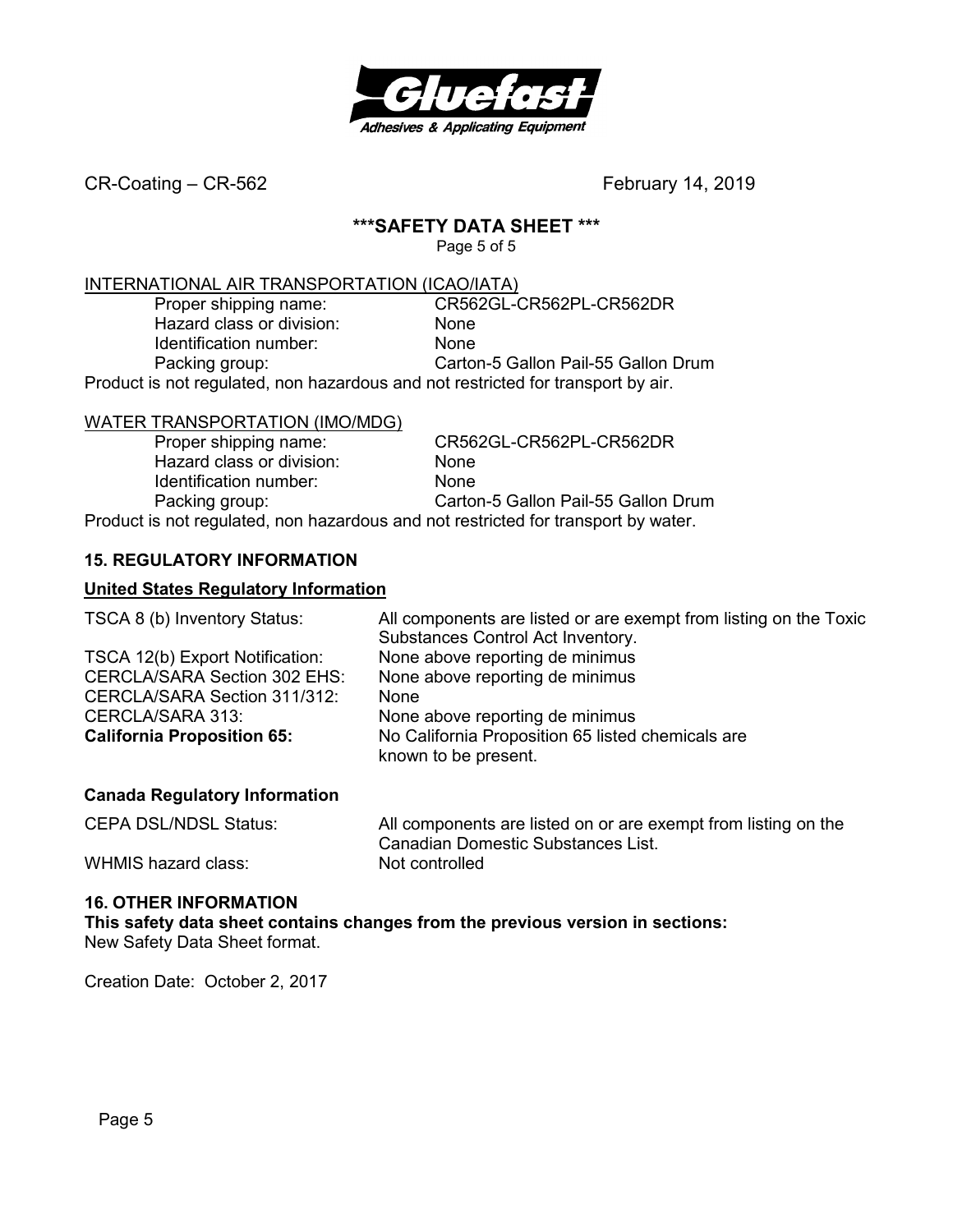INTERNATIONAL AIR TRANSPORTATION (ICAO/IATA)

| | |
|---|---|
| Proper shipping name: | CR562GL-CR562PL-CR562DR |
| Hazard class or division: | None |
| Identification number: | None |
| Packing group: | Carton-5 Gallon Pail-55 Gallon Drum |

Product is not regulated, non hazardous and not restricted for transport by air.

WATER TRANSPORTATION (IMO/MDG)

| | |
|---|---|
| Proper shipping name: | CR562GL-CR562PL-CR562DR |
| Hazard class or division: | None |
| Identification number: | None |
| Packing group: | Carton-5 Gallon Pail-55 Gallon Drum |

Product is not regulated, non hazardous and not restricted for transport by water.

## 15. REGULATORY INFORMATION

### United States Regulatory Information

| | |
|---|---|
| TSCA 8 (b) Inventory Status: | All components are listed or are exempt from listing on the Toxic Substances Control Act Inventory. |
| TSCA 12(b) Export Notification: | None above reporting de minimus |
| CERCLA/SARA Section 302 EHS: | None above reporting de minimus |
| CERCLA/SARA Section 311/312: | None |
| CERCLA/SARA 313: | None above reporting de minimus |
| **California Proposition 65:** | No California Proposition 65 listed chemicals are known to be present. |

### Canada Regulatory Information

| | |
|---|---|
| CEPA DSL/NDSL Status: | All components are listed on or are exempt from listing on the Canadian Domestic Substances List. |
| WHMIS hazard class: | Not controlled |

## 16. OTHER INFORMATION

**This safety data sheet contains changes from the previous version in sections:**
New Safety Data Sheet format.

Creation Date: October 2, 2017